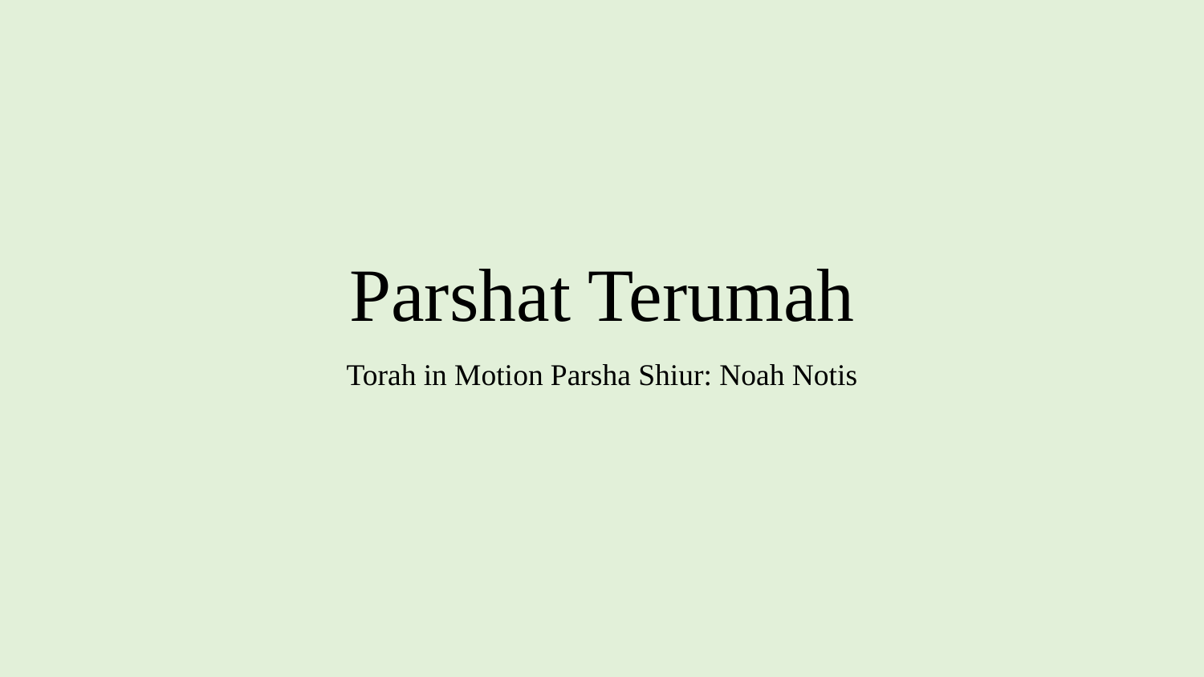# Parshat Terumah

Torah in Motion Parsha Shiur: Noah Notis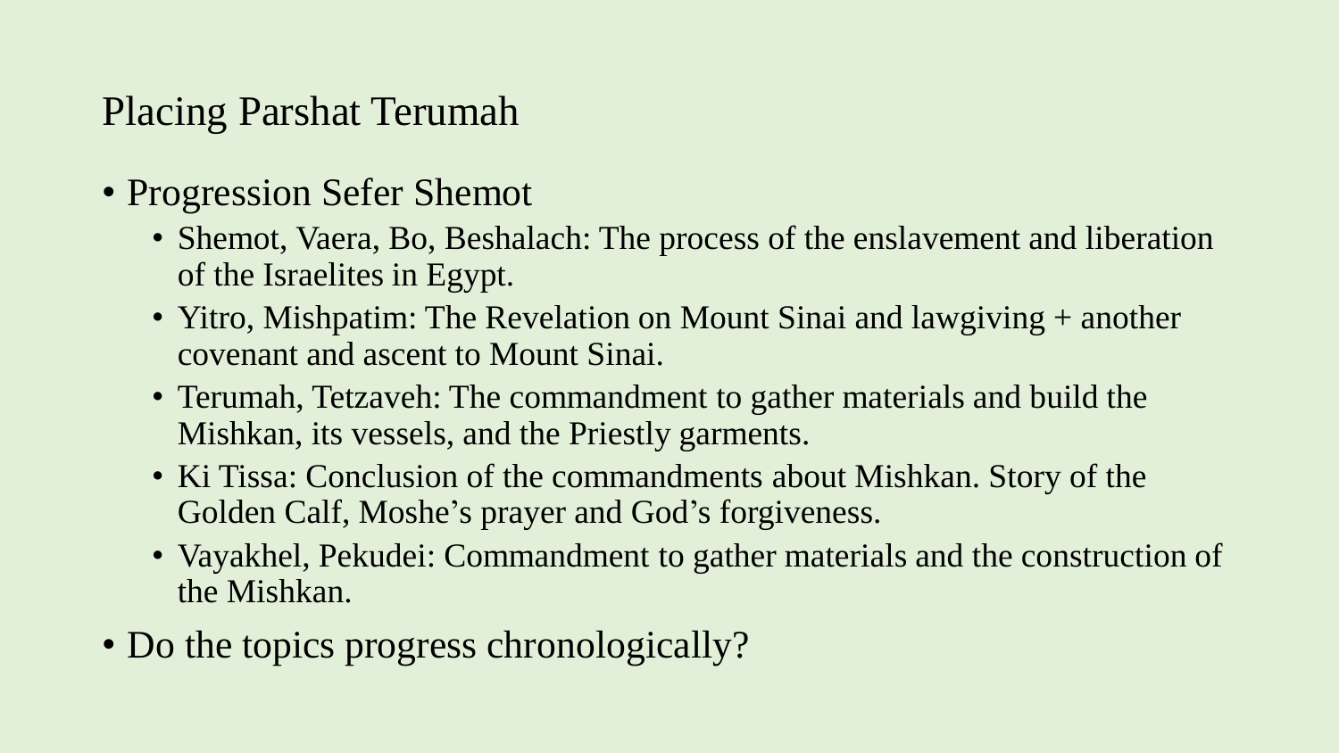# Placing Parshat Terumah

- Progression Sefer Shemot
  - Shemot, Vaera, Bo, Beshalach: The process of the enslavement and liberation of the Israelites in Egypt.
  - Yitro, Mishpatim: The Revelation on Mount Sinai and lawgiving + another covenant and ascent to Mount Sinai.
  - Terumah, Tetzaveh: The commandment to gather materials and build the Mishkan, its vessels, and the Priestly garments.
  - Ki Tissa: Conclusion of the commandments about Mishkan. Story of the Golden Calf, Moshe's prayer and God's forgiveness.
  - Vayakhel, Pekudei: Commandment to gather materials and the construction of the Mishkan.
- Do the topics progress chronologically?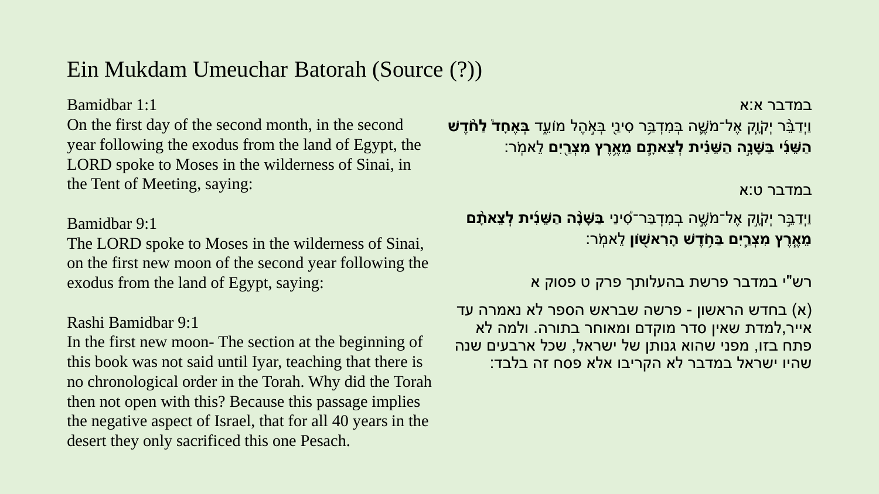# Ein Mukdam Umeuchar Batorah (Source (?))

Bamidbar 1:1

On the first day of the second month, in the second year following the exodus from the land of Egypt, the LORD spoke to Moses in the wilderness of Sinai, in the Tent of Meeting, saying:

במדבר א:א

וַיְדַבֵּ֨ר יְקֹוָ֧ק אֶל־מֹשֶׁ֛ה בְּמִדְבַּ֥ר סִינַ֖י בְּאֹ֣הֶל מוֹעֵ֑ד **בְּאֶחָד֩ לַחֹ֨דֶשׁ הַשֵּׁנִ֜י בַּשָּׁנָ֣ה הַשֵּׁנִ֗ית לְצֵאתָ֛ם מֵאֶ֥רֶץ מִצְרַ֖יִם** לֵאמֹֽר:

Bamidbar 9:1

The LORD spoke to Moses in the wilderness of Sinai, on the first new moon of the second year following the exodus from the land of Egypt, saying:

במדבר ט:א

וַיְדַבֵּ֨ר יְקֹוָ֜ק אֶל־מֹשֶׁ֣ה בְמִדְבַּר־סִ֠ינַי **בַּשָּׁנָ֨ה הַשֵּׁנִ֜ית לְצֵאתָ֨ם מֵאֶ֧רֶץ מִצְרַ֛יִם בַּחֹ֥דֶשׁ הָרִאשׁ֖וֹן** לֵאמֹֽר:

Rashi Bamidbar 9:1

In the first new moon- The section at the beginning of this book was not said until Iyar, teaching that there is no chronological order in the Torah. Why did the Torah then not open with this? Because this passage implies the negative aspect of Israel, that for all 40 years in the desert they only sacrificed this one Pesach.

רש"י במדבר פרשת בהעלותך פרק ט פסוק א

(א) בחדש הראשון - פרשה שבראש הספר לא נאמרה עד אייר,למדת שאין סדר מוקדם ומאוחר בתורה. ולמה לא פתח בזו, מפני שהוא גנותן של ישראל, שכל ארבעים שנה שהיו ישראל במדבר לא הקריבו אלא פסח זה בלבד: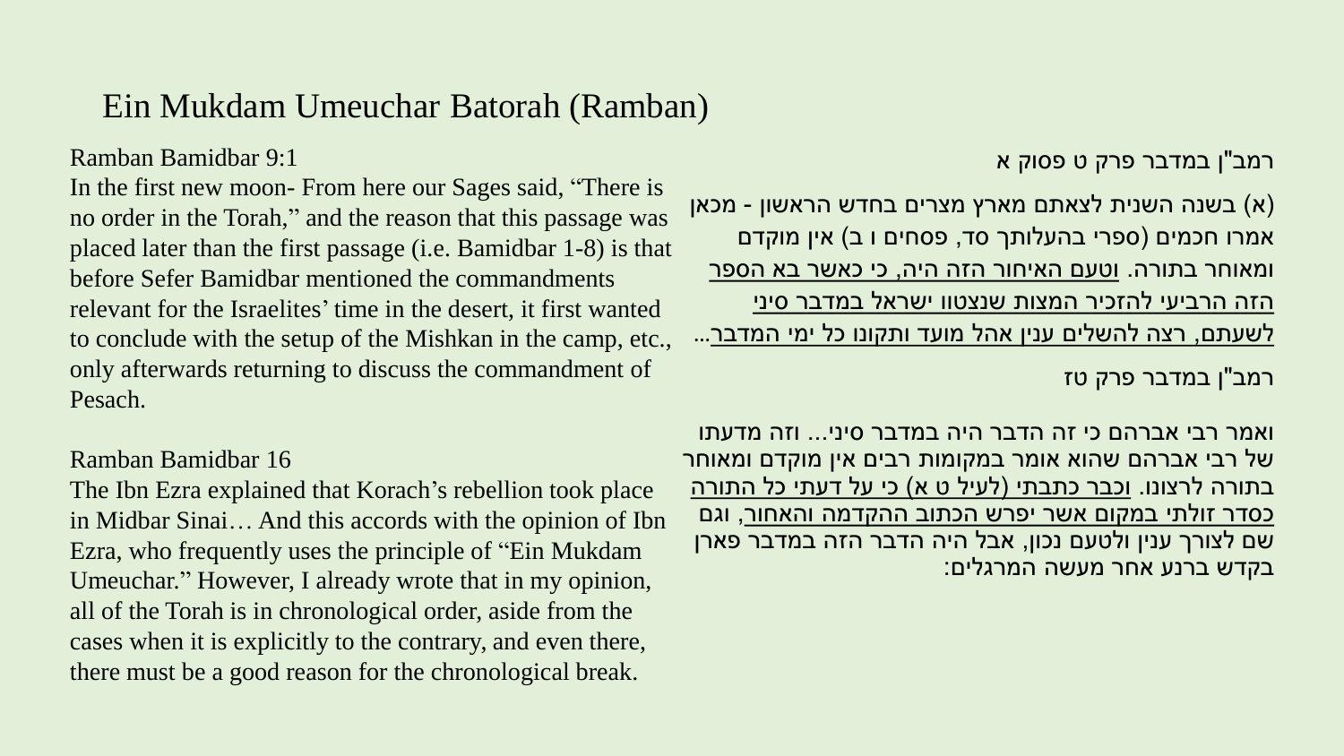# Ein Mukdam Umeuchar Batorah (Ramban)

Ramban Bamidbar 9:1

In the first new moon- From here our Sages said, "There is no order in the Torah," and the reason that this passage was placed later than the first passage (i.e. Bamidbar 1-8) is that before Sefer Bamidbar mentioned the commandments relevant for the Israelites' time in the desert, it first wanted to conclude with the setup of the Mishkan in the camp, etc., only afterwards returning to discuss the commandment of Pesach.

רמב"ן במדבר פרק ט פסוק א

(א) בשנה השנית לצאתם מארץ מצרים בחדש הראשון - מכאן אמרו חכמים (ספרי בהעלותך סד, פסחים ו ב) אין מוקדם ומאוחר בתורה. <u>וטעם האיחור הזה היה, כי כאשר בא הספר הזה הרביעי להזכיר המצות שנצטוו ישראל במדבר סיני לשעתם, רצה להשלים ענין אהל מועד ותקונו כל ימי המדבר</u>...

Ramban Bamidbar 16

The Ibn Ezra explained that Korach's rebellion took place in Midbar Sinai… And this accords with the opinion of Ibn Ezra, who frequently uses the principle of "Ein Mukdam Umeuchar." However, I already wrote that in my opinion, all of the Torah is in chronological order, aside from the cases when it is explicitly to the contrary, and even there, there must be a good reason for the chronological break.

רמב"ן במדבר פרק טז

ואמר רבי אברהם כי זה הדבר היה במדבר סיני... וזה מדעתו של רבי אברהם שהוא אומר במקומות רבים אין מוקדם ומאוחר בתורה לרצונו. <u>וכבר כתבתי (לעיל ט א) כי על דעתי כל התורה כסדר זולתי במקום אשר יפרש הכתוב ההקדמה והאחור</u>, וגם שם לצורך ענין ולטעם נכון, אבל היה הדבר הזה במדבר פארן בקדש ברנע אחר מעשה המרגלים: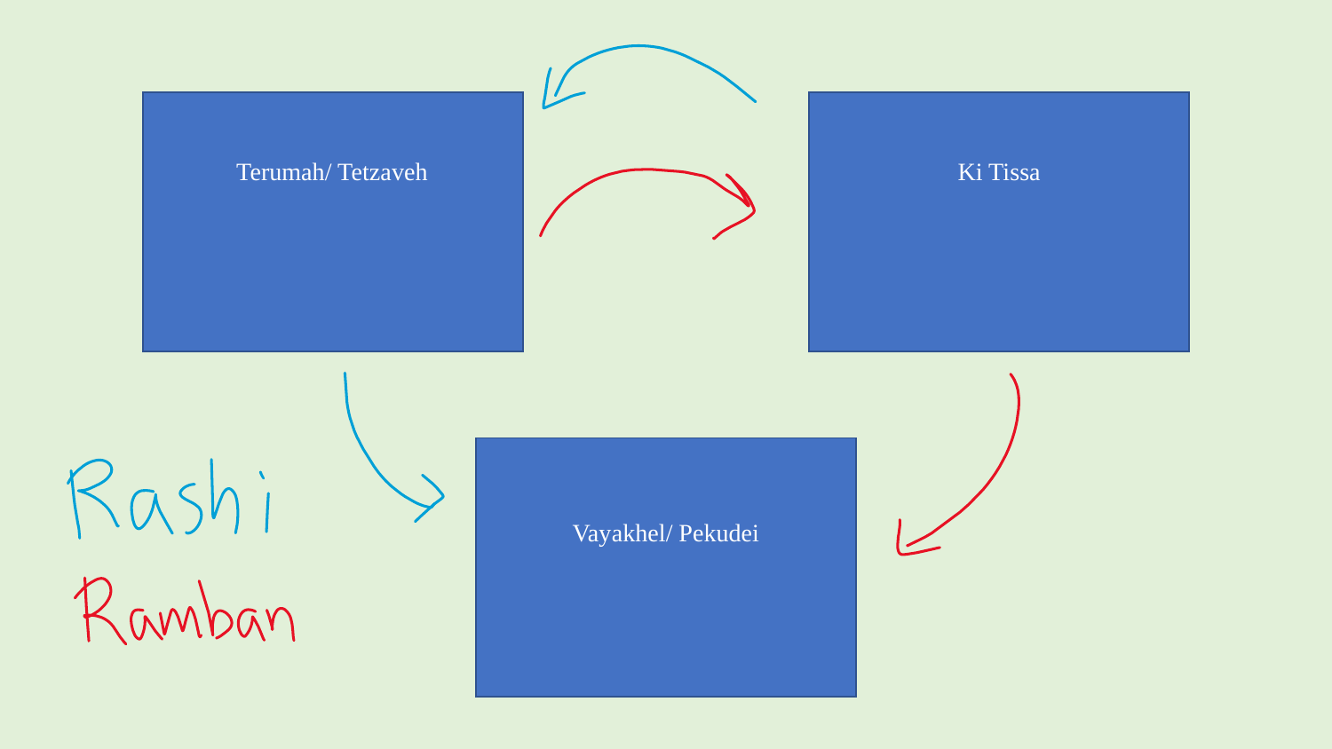Terumah/ Tetzaveh

Ki Tissa

Vayakhel/ Pekudei

Rashi

Ramban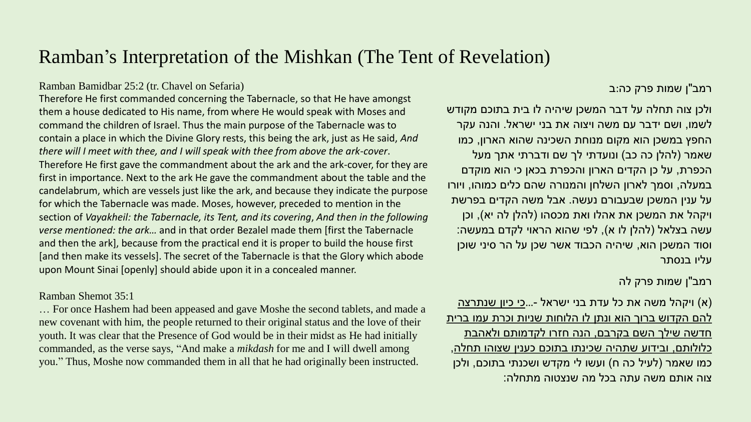# Ramban's Interpretation of the Mishkan (The Tent of Revelation)

Ramban Bamidbar 25:2 (tr. Chavel on Sefaria)

Therefore He first commanded concerning the Tabernacle, so that He have amongst them a house dedicated to His name, from where He would speak with Moses and command the children of Israel. Thus the main purpose of the Tabernacle was to contain a place in which the Divine Glory rests, this being the ark, just as He said, *And there will I meet with thee, and I will speak with thee from above the ark-cover*. Therefore He first gave the commandment about the ark and the ark-cover, for they are first in importance. Next to the ark He gave the commandment about the table and the candelabrum, which are vessels just like the ark, and because they indicate the purpose for which the Tabernacle was made. Moses, however, preceded to mention in the section of *Vayakheil: the Tabernacle, its Tent, and its covering*, *And then in the following verse mentioned: the ark…* and in that order Bezalel made them [first the Tabernacle and then the ark], because from the practical end it is proper to build the house first [and then make its vessels]. The secret of the Tabernacle is that the Glory which abode upon Mount Sinai [openly] should abide upon it in a concealed manner.

Ramban Shemot 35:1

… For once Hashem had been appeased and gave Moshe the second tablets, and made a new covenant with him, the people returned to their original status and the love of their youth. It was clear that the Presence of God would be in their midst as He had initially commanded, as the verse says, "And make a *mikdash* for me and I will dwell among you." Thus, Moshe now commanded them in all that he had originally been instructed.

רמב"ן שמות פרק כה:ב

ולכן צוה תחלה על דבר המשכן שיהיה לו בית בתוכם מקודש לשמו, ושם ידבר עם משה ויצוה את בני ישראל. והנה עקר החפץ במשכן הוא מקום מנוחת השכינה שהוא הארון, כמו שאמר (להלן כה כב) ונועדתי לך שם ודברתי אתך מעל הכפרת, על כן הקדים הארון והכפרת בכאן כי הוא מוקדם במעלה, וסמך לארון השלחן והמנורה שהם כלים כמוהו, ויורו על ענין המשכן שבעבורם נעשה. אבל משה הקדים בפרשת ויקהל את המשכן את אהלו ואת מכסהו (להלן לה יא), וכן עשה בצלאל (להלן לו א), לפי שהוא הראוי לקדם במעשה: וסוד המשכן הוא, שיהיה הכבוד אשר שכן על הר סיני שוכן עליו בנסתר

רמב"ן שמות פרק לה

(א) ויקהל משה את כל עדת בני ישראל -...כי כיון שנתרצה להם הקדוש ברוך הוא ונתן לו הלוחות שניות וכרת עמו ברית חדשה שילך השם בקרבם, הנה חזרו לקדמותם ולאהבת כלולותם, ובידוע שתהיה שכינתו בתוכם כענין שצוהו תחלה, כמו שאמר (לעיל כה ח) ועשו לי מקדש ושכנתי בתוכם, ולכן צוה אותם משה עתה בכל מה שנצטוה מתחלה: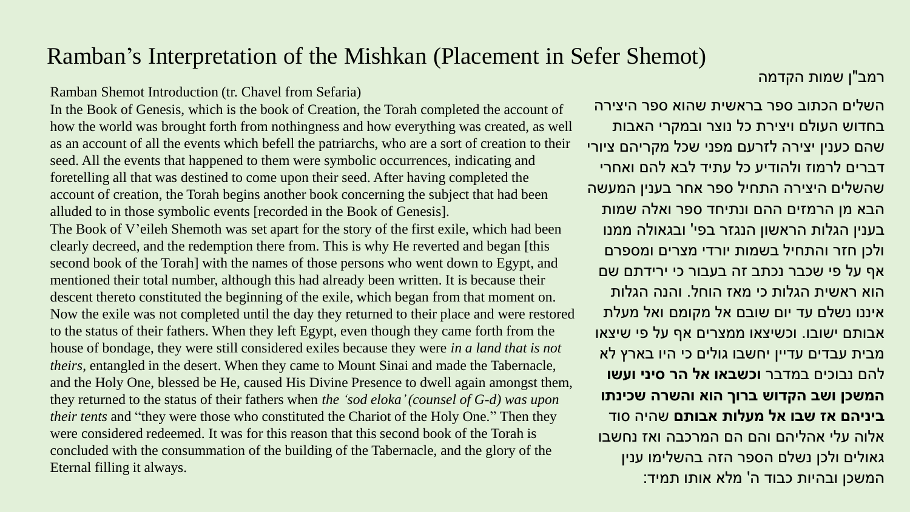# Ramban's Interpretation of the Mishkan (Placement in Sefer Shemot)

Ramban Shemot Introduction (tr. Chavel from Sefaria)

In the Book of Genesis, which is the book of Creation, the Torah completed the account of how the world was brought forth from nothingness and how everything was created, as well as an account of all the events which befell the patriarchs, who are a sort of creation to their seed. All the events that happened to them were symbolic occurrences, indicating and foretelling all that was destined to come upon their seed. After having completed the account of creation, the Torah begins another book concerning the subject that had been alluded to in those symbolic events [recorded in the Book of Genesis].

The Book of V'eileh Shemoth was set apart for the story of the first exile, which had been clearly decreed, and the redemption there from. This is why He reverted and began [this second book of the Torah] with the names of those persons who went down to Egypt, and mentioned their total number, although this had already been written. It is because their descent thereto constituted the beginning of the exile, which began from that moment on. Now the exile was not completed until the day they returned to their place and were restored to the status of their fathers. When they left Egypt, even though they came forth from the house of bondage, they were still considered exiles because they were *in a land that is not theirs*, entangled in the desert. When they came to Mount Sinai and made the Tabernacle, and the Holy One, blessed be He, caused His Divine Presence to dwell again amongst them, they returned to the status of their fathers when *the 'sod eloka' (counsel of G-d) was upon their tents* and "they were those who constituted the Chariot of the Holy One." Then they were considered redeemed. It was for this reason that this second book of the Torah is concluded with the consummation of the building of the Tabernacle, and the glory of the Eternal filling it always.

רמב"ן שמות הקדמה

השלים הכתוב ספר בראשית שהוא ספר היצירה בחדוש העולם ויצירת כל נוצר ובמקרי האבות שהם כענין יצירה לזרעם מפני שכל מקריהם ציורי דברים לרמוז ולהודיע כל עתיד לבא להם ואחרי שהשלים היצירה התחיל ספר אחר בענין המעשה הבא מן הרמזים ההם ונתיחד ספר ואלה שמות בענין הגלות הראשון הנגזר בפי' ובגאולה ממנו ולכן חזר והתחיל בשמות יורדי מצרים ומספרם אף על פי שכבר נכתב זה בעבור כי ירידתם שם הוא ראשית הגלות כי מאז הוחל. והנה הגלות איננו נשלם עד יום שובם אל מקומם ואל מעלת אבותם ישובו. וכשיצאו ממצרים אף על פי שיצאו מבית עבדים עדיין יחשבו גולים כי היו בארץ לא להם נבוכים במדבר **וכשבאו אל הר סיני ועשו המשכן ושב הקדוש ברוך הוא והשרה שכינתו ביניהם אז שבו אל מעלות אבותם** שהיה סוד אלוה עלי אהליהם והם הם המרכבה ואז נחשבו גאולים ולכן נשלם הספר הזה בהשלימו ענין המשכן ובהיות כבוד ה' מלא אותו תמיד: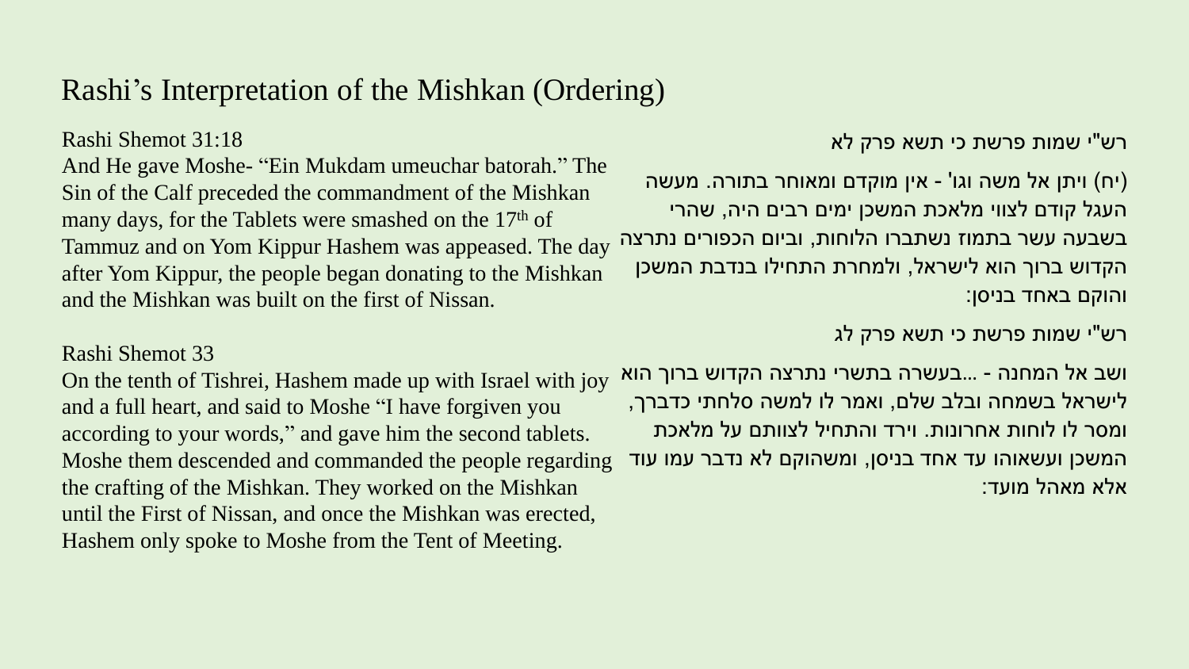# Rashi's Interpretation of the Mishkan (Ordering)

Rashi Shemot 31:18

And He gave Moshe- "Ein Mukdam umeuchar batorah." The Sin of the Calf preceded the commandment of the Mishkan many days, for the Tablets were smashed on the 17th of Tammuz and on Yom Kippur Hashem was appeased. The day after Yom Kippur, the people began donating to the Mishkan and the Mishkan was built on the first of Nissan.

Rashi Shemot 33

On the tenth of Tishrei, Hashem made up with Israel with joy and a full heart, and said to Moshe "I have forgiven you according to your words," and gave him the second tablets. Moshe them descended and commanded the people regarding the crafting of the Mishkan. They worked on the Mishkan until the First of Nissan, and once the Mishkan was erected, Hashem only spoke to Moshe from the Tent of Meeting.

רש"י שמות פרשת כי תשא פרק לא

(יח) ויתן אל משה וגו' - אין מוקדם ומאוחר בתורה. מעשה העגל קודם לצווי מלאכת המשכן ימים רבים היה, שהרי בשבעה עשר בתמוז נשתברו הלוחות, וביום הכפורים נתרצה הקדוש ברוך הוא לישראל, ולמחרת התחילו בנדבת המשכן והוקם באחד בניסן:

רש"י שמות פרשת כי תשא פרק לג

ושב אל המחנה - ...בעשרה בתשרי נתרצה הקדוש ברוך הוא לישראל בשמחה ובלב שלם, ואמר לו למשה סלחתי כדברך, ומסר לו לוחות אחרונות. וירד והתחיל לצוותם על מלאכת המשכן ועשאוהו עד אחד בניסן, ומשהוקם לא נדבר עמו עוד אלא מאהל מועד: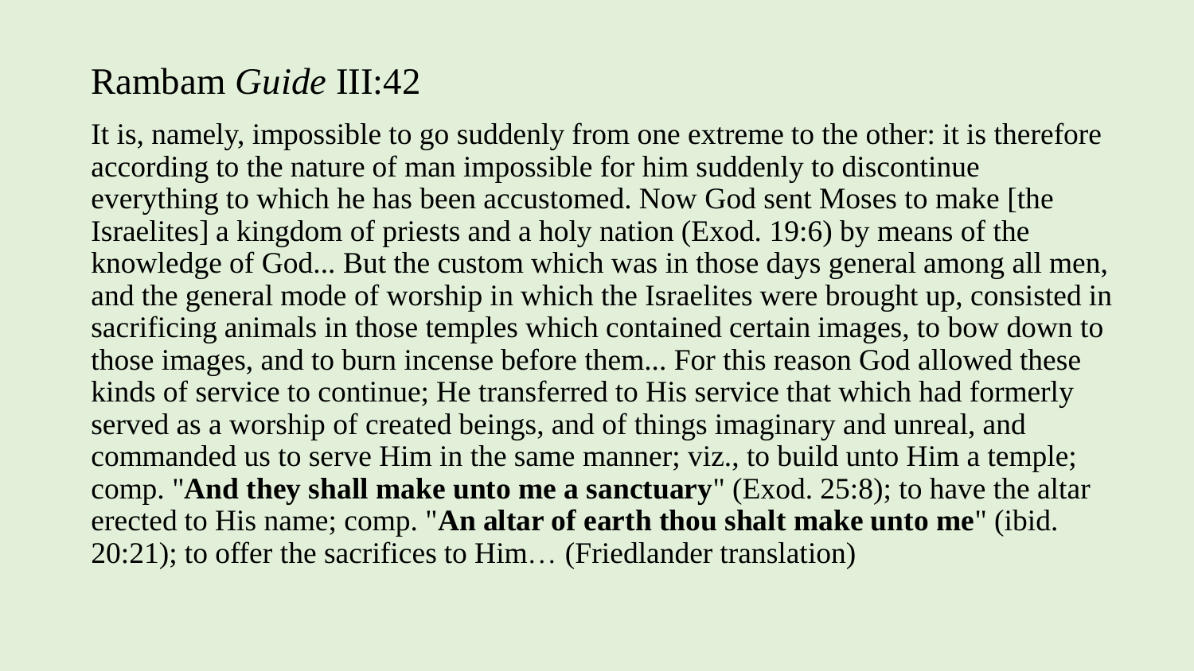# Rambam *Guide* III:42

It is, namely, impossible to go suddenly from one extreme to the other: it is therefore according to the nature of man impossible for him suddenly to discontinue everything to which he has been accustomed. Now God sent Moses to make [the Israelites] a kingdom of priests and a holy nation (Exod. 19:6) by means of the knowledge of God... But the custom which was in those days general among all men, and the general mode of worship in which the Israelites were brought up, consisted in sacrificing animals in those temples which contained certain images, to bow down to those images, and to burn incense before them... For this reason God allowed these kinds of service to continue; He transferred to His service that which had formerly served as a worship of created beings, and of things imaginary and unreal, and commanded us to serve Him in the same manner; viz., to build unto Him a temple; comp. "**And they shall make unto me a sanctuary**" (Exod. 25:8); to have the altar erected to His name; comp. "**An altar of earth thou shalt make unto me**" (ibid. 20:21); to offer the sacrifices to Him… (Friedlander translation)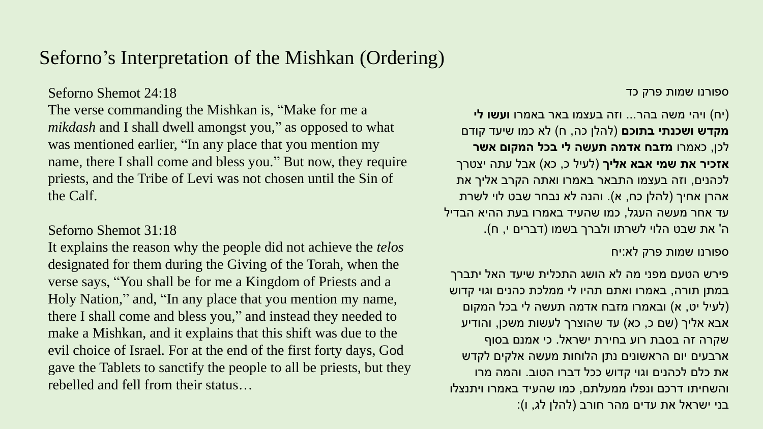# Seforno's Interpretation of the Mishkan (Ordering)

Seforno Shemot 24:18

The verse commanding the Mishkan is, "Make for me a *mikdash* and I shall dwell amongst you," as opposed to what was mentioned earlier, "In any place that you mention my name, there I shall come and bless you." But now, they require priests, and the Tribe of Levi was not chosen until the Sin of the Calf.

Seforno Shemot 31:18

It explains the reason why the people did not achieve the *telos* designated for them during the Giving of the Torah, when the verse says, "You shall be for me a Kingdom of Priests and a Holy Nation," and, "In any place that you mention my name, there I shall come and bless you," and instead they needed to make a Mishkan, and it explains that this shift was due to the evil choice of Israel. For at the end of the first forty days, God gave the Tablets to sanctify the people to all be priests, but they rebelled and fell from their status…

ספורנו שמות פרק כד

(יח) ויהי משה בהר... וזה בעצמו באר באמרו **ועשו לי מקדש ושכנתי בתוכם** (להלן כה, ח) לא כמו שיעד קודם לכן, כאמרו **מזבח אדמה תעשה לי בכל המקום אשר אזכיר את שמי אבא אליך** (לעיל כ, כא) אבל עתה יצטרך לכהנים, וזה בעצמו התבאר באמרו ואתה הקרב אליך את אהרן אחיך (להלן כח, א). והנה לא נבחר שבט לוי לשרת עד אחר מעשה העגל, כמו שהעיד באמרו בעת ההיא הבדיל ה' את שבט הלוי לשרתו ולברך בשמו (דברים י, ח).

ספורנו שמות פרק לא:יח

פירש הטעם מפני מה לא הושג התכלית שיעד האל יתברך במתן תורה, באמרו ואתם תהיו לי ממלכת כהנים וגוי קדוש (לעיל יט, א) ובאמרו מזבח אדמה תעשה לי בכל המקום אבא אליך (שם כ, כא) עד שהוצרך לעשות משכן, והודיע שקרה זה בסבת רוע בחירת ישראל. כי אמנם בסוף ארבעים יום הראשונים נתן הלוחות מעשה אלקים לקדש את כלם לכהנים וגוי קדוש ככל דברו הטוב. והמה מרו והשחיתו דרכם ונפלו ממעלתם, כמו שהעיד באמרו ויתנצלו בני ישראל את עדים מהר חורב (להלן לג, ו):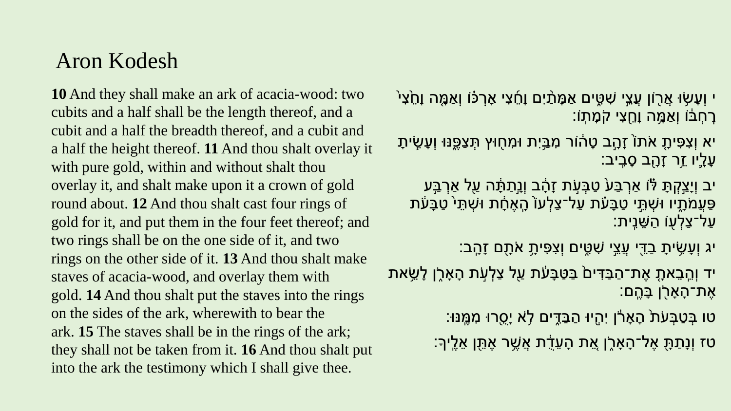# Aron Kodesh

**10** And they shall make an ark of acacia-wood: two cubits and a half shall be the length thereof, and a cubit and a half the breadth thereof, and a cubit and a half the height thereof. **11** And thou shalt overlay it with pure gold, within and without shalt thou overlay it, and shalt make upon it a crown of gold round about. **12** And thou shalt cast four rings of gold for it, and put them in the four feet thereof; and two rings shall be on the one side of it, and two rings on the other side of it. **13** And thou shalt make staves of acacia-wood, and overlay them with gold. **14** And thou shalt put the staves into the rings on the sides of the ark, wherewith to bear the ark. **15** The staves shall be in the rings of the ark; they shall not be taken from it. **16** And thou shalt put into the ark the testimony which I shall give thee.

י וְעָשׂ֖וּ אֲר֣וֹן עֲצֵ֣י שִׁטִּ֑ים אַמָּתַ֨יִם וָחֵ֜צִי אָרְכּ֗וֹ וְאַמָּ֤ה וָחֵ֙צִי֙ רָחְבּ֔וֹ וְאַמָּ֥ה וָחֵ֖צִי קֹמָתֽוֹ׃

יא וְצִפִּיתָ֤ אֹתוֹ֙ זָהָ֣ב טָה֔וֹר מִבַּ֥יִת וּמִח֖וּץ תְּצַפֶּ֑נּוּ וְעָשִׂ֧יתָ עָלָ֛יו זֵ֥ר זָהָ֖ב סָבִֽיב׃

יב וְיָצַ֣קְתָּ לּ֗וֹ אַרְבַּע֙ טַבְּעֹ֣ת זָהָ֔ב וְנָ֣תַתָּ֔ה עַ֖ל אַרְבַּ֣ע פַּעֲמֹתָ֑יו וּשְׁתֵּ֣י טַבָּעֹ֗ת עַל־צַלְעוֹ֙ הָֽאֶחָ֔ת וּשְׁתֵּי֙ טַבָּעֹ֔ת עַל־צַלְע֖וֹ הַשֵּׁנִֽית׃

יג וְעָשִׂ֥יתָ בַדֵּ֖י עֲצֵ֣י שִׁטִּ֑ים וְצִפִּיתָ֥ אֹתָ֖ם זָהָֽב׃

יד וְהֵבֵאתָ֤ אֶת־הַבַּדִּים֙ בַּטַּבָּעֹ֔ת עַ֖ל צַלְעֹ֣ת הָאָרֹ֑ן לָשֵׂ֥את אֶת־הָאָרֹ֖ן בָּהֶֽם׃

טו בְּטַבְּעֹת֙ הָאָרֹ֔ן יִהְי֖וּ הַבַּדִּ֑ים לֹ֥א יָסֻ֖רוּ מִמֶּֽנּוּ׃

טז וְנָתַתָּ֖ אֶל־הָאָרֹ֑ן אֵ֚ת הָעֵדֻ֔ת אֲשֶׁ֥ר אֶתֵּ֖ן אֵלֶֽיךָ׃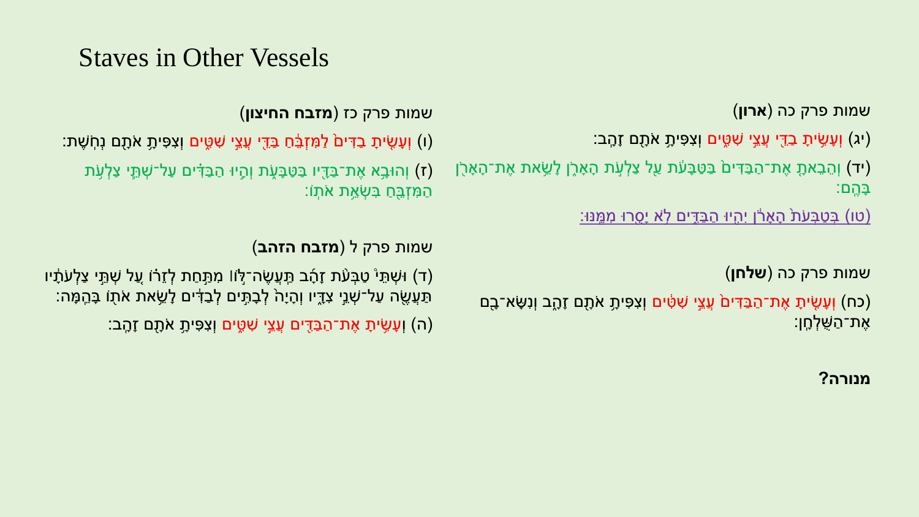# Staves in Other Vessels

שמות פרק כה (**ארון**)

(יג) וְעָשִׂיתָ בַדֵּי עֲצֵי שִׁטִּים וְצִפִּיתָ אֹתָם זָהָב:

(יד) וְהֵבֵאתָ אֶת־הַבַּדִּים בַּטַּבָּעֹת עַל צַלְעֹת הָאָרֹן לָשֵׂאת אֶת־הָאָרֹן בָּהֶם:

(טו) בְּטַבְּעֹת הָאָרֹן יִהְיוּ הַבַּדִּים לֹא יָסֻרוּ מִמֶּנּוּ:

שמות פרק כה (**שלחן**)

(כח) וְעָשִׂיתָ אֶת־הַבַּדִּים עֲצֵי שִׁטִּים וְצִפִּיתָ אֹתָם זָהָב וְנִשָּׂא־בָם אֶת־הַשֻּׁלְחָן:

**מנורה?**

שמות פרק כז (**מזבח החיצון**)

(ו) וְעָשִׂיתָ בַדִּים לַמִּזְבֵּחַ בַּדֵּי עֲצֵי שִׁטִּים וְצִפִּיתָ אֹתָם נְחֹשֶׁת:

(ז) וְהוּבָא אֶת־בַּדָּיו בַּטַּבָּעֹת וְהָיוּ הַבַּדִּים עַל־שְׁתֵּי צַלְעֹת הַמִּזְבֵּחַ בִּשְׂאֵת אֹתוֹ:

שמות פרק ל (**מזבח הזהב**)

(ד) וּשְׁתֵּי טַבְּעֹת זָהָב תַּעֲשֶׂה־לּוֹ מִתַּחַת לְזֵרוֹ עַל שְׁתֵּי צַלְעֹתָיו תַּעֲשֶׂה עַל־שְׁנֵי צִדָּיו וְהָיָה לְבָתִּים לְבַדִּים לָשֵׂאת אֹתוֹ בָּהֵמָּה:

(ה) וְעָשִׂיתָ אֶת־הַבַּדִּים עֲצֵי שִׁטִּים וְצִפִּיתָ אֹתָם זָהָב: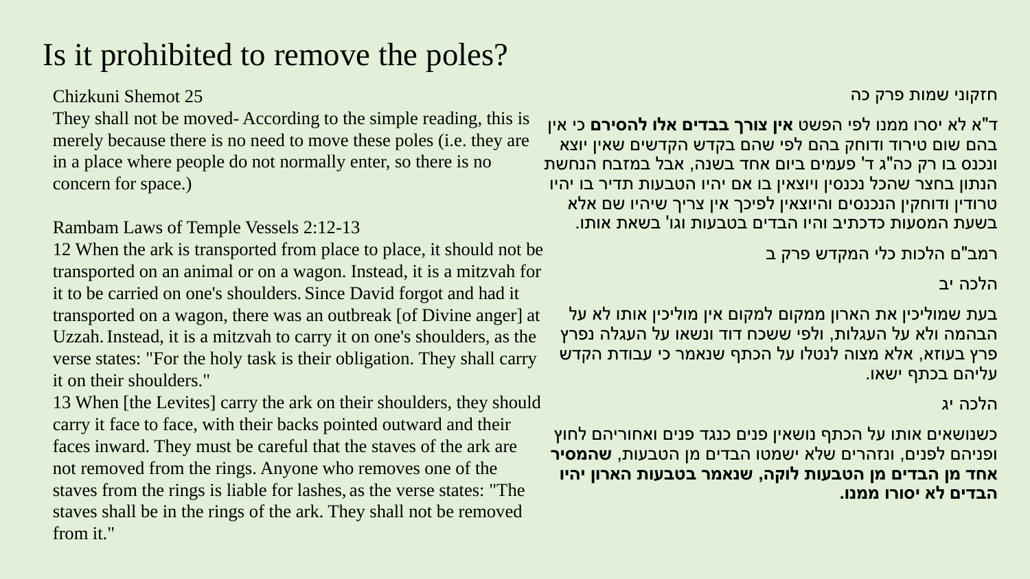# Is it prohibited to remove the poles?

Chizkuni Shemot 25

They shall not be moved- According to the simple reading, this is merely because there is no need to move these poles (i.e. they are in a place where people do not normally enter, so there is no concern for space.)

Rambam Laws of Temple Vessels 2:12-13

12 When the ark is transported from place to place, it should not be transported on an animal or on a wagon. Instead, it is a mitzvah for it to be carried on one's shoulders. Since David forgot and had it transported on a wagon, there was an outbreak [of Divine anger] at Uzzah. Instead, it is a mitzvah to carry it on one's shoulders, as the verse states: "For the holy task is their obligation. They shall carry it on their shoulders."

13 When [the Levites] carry the ark on their shoulders, they should carry it face to face, with their backs pointed outward and their faces inward. They must be careful that the staves of the ark are not removed from the rings. Anyone who removes one of the staves from the rings is liable for lashes, as the verse states: "The staves shall be in the rings of the ark. They shall not be removed from it."

חזקוני שמות פרק כה

ד"א לא יסרו ממנו לפי הפשט **אין צורך בבדים אלו להסירם** כי אין בהם שום טירוד ודוחק בהם לפי שהם בקדש הקדשים שאין יוצא ונכנס בו רק כה"ג ד' פעמים ביום אחד בשנה, אבל במזבח הנחשת הנתון בחצר שהכל נכנסין ויוצאין בו אם יהיו הטבעות תדיר בו יהיו טרודין ודוחקין הנכנסים והיוצאין לפיכך אין צריך שיהיו שם אלא בשעת המסעות כדכתיב והיו הבדים בטבעות וגו' בשאת אותו.

רמב"ם הלכות כלי המקדש פרק ב

הלכה יב

בעת שמוליכין את הארון ממקום למקום אין מוליכין אותו לא על הבהמה ולא על העגלות, ולפי ששכח דוד ונשאו על העגלה נפרץ פרץ בעוזא, אלא מצוה לנטלו על הכתף שנאמר כי עבודת הקדש עליהם בכתף ישאו.

הלכה יג

כשנושאים אותו על הכתף נושאין פנים כנגד פנים ואחוריהם לחוץ ופניהם לפנים, ונזהרים שלא ישמטו הבדים מן הטבעות, **שהמסיר אחד מן הבדים מן הטבעות לוקה, שנאמר בטבעות הארון יהיו הבדים לא יסורו ממנו.**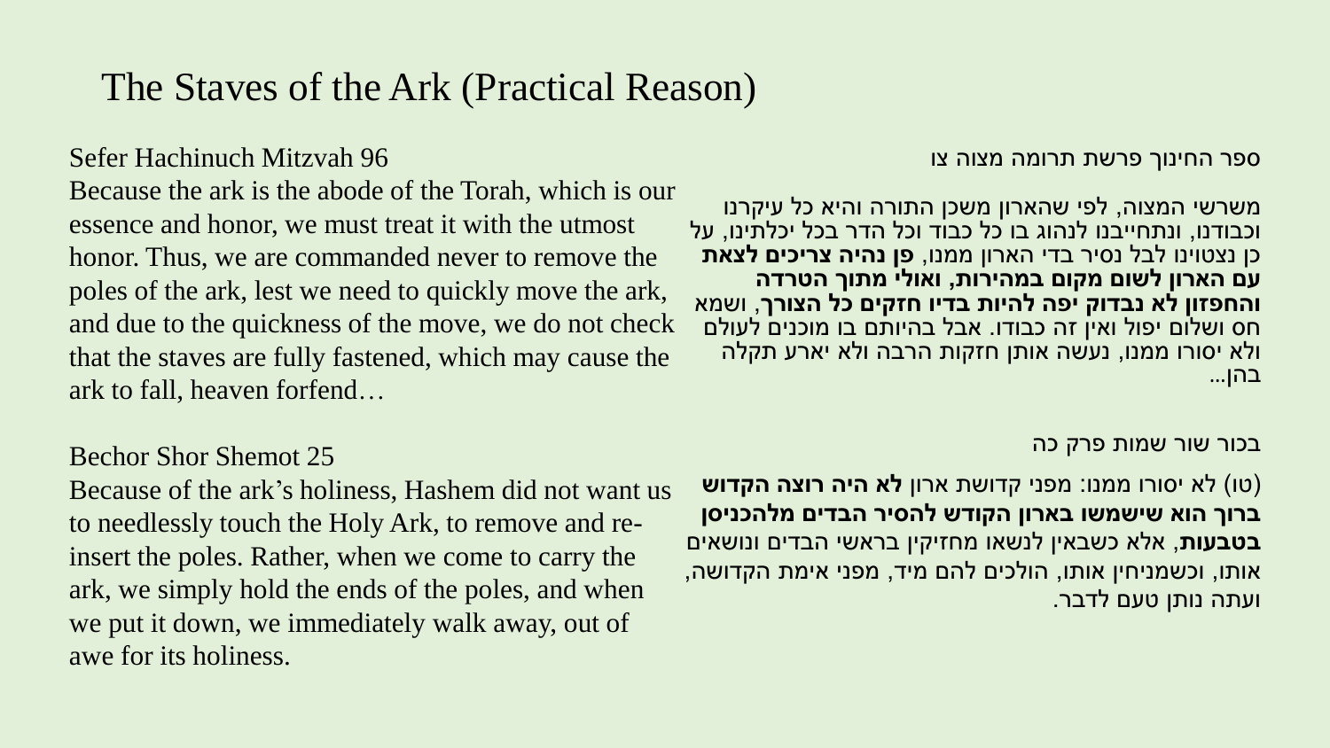# The Staves of the Ark (Practical Reason)

Sefer Hachinuch Mitzvah 96

Because the ark is the abode of the Torah, which is our essence and honor, we must treat it with the utmost honor. Thus, we are commanded never to remove the poles of the ark, lest we need to quickly move the ark, and due to the quickness of the move, we do not check that the staves are fully fastened, which may cause the ark to fall, heaven forfend…

ספר החינוך פרשת תרומה מצוה צו

משרשי המצוה, לפי שהארון משכן התורה והיא כל עיקרנו וכבודנו, ונתחייבנו לנהוג בו כל כבוד וכל הדר בכל יכלתינו, על כן נצטוינו לבל נסיר בדי הארון ממנו, **פן נהיה צריכים לצאת עם הארון לשום מקום במהירות, ואולי מתוך הטרדה והחפזון לא נבדוק יפה להיות בדיו חזקים כל הצורך**, ושמא חס ושלום יפול ואין זה כבודו. אבל בהיותם בו מוכנים לעולם ולא יסורו ממנו, נעשה אותן חזקות הרבה ולא יארע תקלה בהן...

Bechor Shor Shemot 25

Because of the ark's holiness, Hashem did not want us to needlessly touch the Holy Ark, to remove and re-insert the poles. Rather, when we come to carry the ark, we simply hold the ends of the poles, and when we put it down, we immediately walk away, out of awe for its holiness.

בכור שור שמות פרק כה

(טו) לא יסורו ממנו: מפני קדושת ארון **לא היה רוצה הקדוש ברוך הוא שישמשו בארון הקודש להסיר הבדים מלהכניסן בטבעות**, אלא כשבאין לנשאו מחזיקין בראשי הבדים ונושאים אותו, וכשמניחין אותו, הולכים להם מיד, מפני אימת הקדושה, ועתה נותן טעם לדבר.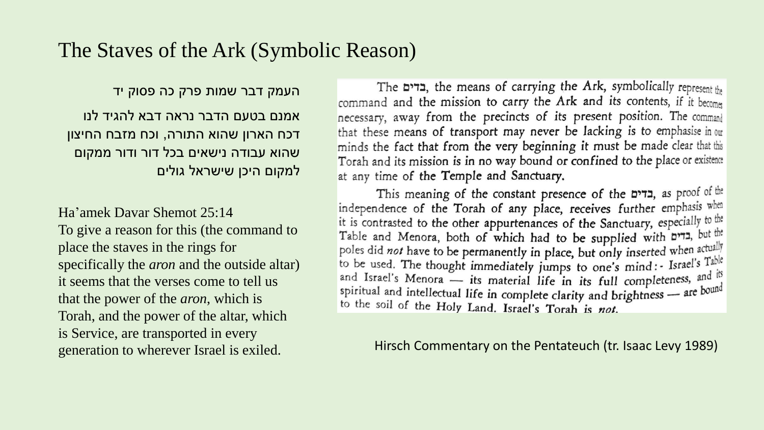# The Staves of the Ark (Symbolic Reason)

העמק דבר שמות פרק כה פסוק יד

אמנם בטעם הדבר נראה דבא להגיד לנו דכח הארון שהוא התורה, וכח מזבח החיצון שהוא עבודה נישאים בכל דור ודור ממקום למקום היכן שישראל גולים

Ha'amek Davar Shemot 25:14
To give a reason for this (the command to place the staves in the rings for specifically the *aron* and the outside altar) it seems that the verses come to tell us that the power of the *aron*, which is Torah, and the power of the altar, which is Service, are transported in every generation to wherever Israel is exiled.

The בדים, the means of carrying the Ark, symbolically represent the command and the mission to carry the Ark and its contents, if it becomes necessary, away from the precincts of its present position. The command that these means of transport may never be lacking is to emphasise in our minds the fact that from the very beginning it must be made clear that this Torah and its mission is in no way bound or confined to the place or existence at any time of the Temple and Sanctuary.

This meaning of the constant presence of the בדים, as proof of the independence of the Torah of any place, receives further emphasis when it is contrasted to the other appurtenances of the Sanctuary, especially to the Table and Menora, both of which had to be supplied with בדים, but the poles did *not* have to be permanently in place, but only inserted when actually to be used. The thought immediately jumps to one's mind:- Israel's Table and Israel's Menora — its material life in its full completeness, and its spiritual and intellectual life in complete clarity and brightness — are bound to the soil of the Holy Land. Israel's Torah is *not*.

Hirsch Commentary on the Pentateuch (tr. Isaac Levy 1989)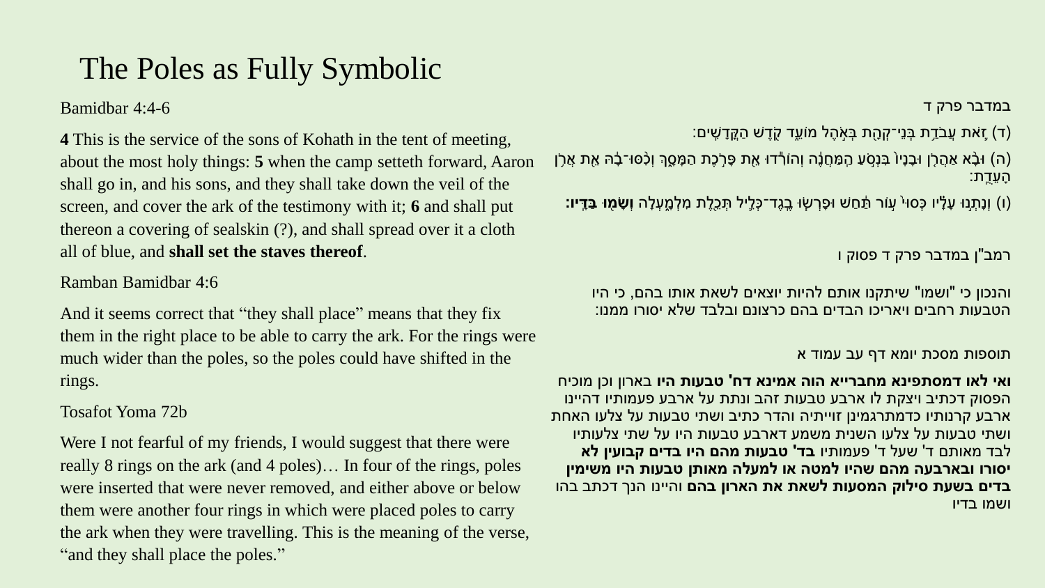# The Poles as Fully Symbolic

Bamidbar 4:4-6

**4** This is the service of the sons of Kohath in the tent of meeting, about the most holy things: **5** when the camp setteth forward, Aaron shall go in, and his sons, and they shall take down the veil of the screen, and cover the ark of the testimony with it; **6** and shall put thereon a covering of sealskin (?), and shall spread over it a cloth all of blue, and **shall set the staves thereof**.

Ramban Bamidbar 4:6

And it seems correct that "they shall place" means that they fix them in the right place to be able to carry the ark. For the rings were much wider than the poles, so the poles could have shifted in the rings.

Tosafot Yoma 72b

Were I not fearful of my friends, I would suggest that there were really 8 rings on the ark (and 4 poles)… In four of the rings, poles were inserted that were never removed, and either above or below them were another four rings in which were placed poles to carry the ark when they were travelling. This is the meaning of the verse, "and they shall place the poles."

במדבר פרק ד

(ד) זֹ֛את עֲבֹדַ֥ת בְּנֵי־קְהָ֖ת בְּאֹ֣הֶל מוֹעֵ֑ד קֹ֖דֶשׁ הַקֳּדָשִֽׁים:

(ה) וּבָ֨א אַהֲרֹ֤ן וּבָנָיו֙ בִּנְסֹ֣עַ הַֽמַּחֲנֶ֔ה וְהוֹרִ֕דוּ אֵ֖ת פָּרֹ֣כֶת הַמָּסָ֑ךְ וְכִ֨סּוּ־בָ֔הּ אֵ֖ת אֲרֹ֥ן הָעֵדֻֽת:

(ו) וְנָתְנ֣וּ עָלָ֗יו כְּסוּי֙ ע֣וֹר תַּ֔חַשׁ וּפָרְשׂ֧וּ בֶֽגֶד־כְּלִ֛יל תְּכֵ֖לֶת מִלְמָ֑עְלָה **וְשָׂמ֖וּ בַּדָּֽיו:**

רמב"ן במדבר פרק ד פסוק ו

והנכון כי "ושמו" שיתקנו אותם להיות יוצאים לשאת אותו בהם, כי היו הטבעות רחבים ויאריכו הבדים בהם כרצונם ובלבד שלא יסורו ממנו:

תוספות מסכת יומא דף עב עמוד א

**ואי לאו דמסתפינא מחברייא הוה אמינא דח' טבעות היו** בארון וכן מוכיח הפסוק דכתיב ויצקת לו ארבע טבעות זהב ונתת על ארבע פעמותיו דהיינו ארבע קרנותיו כדמתרגמינן זוייתיה והדר כתיב ושתי טבעות על צלעו האחת ושתי טבעות על צלעו השנית משמע דארבע טבעות היו על שתי צלעותיו לבד מאותם ד' שעל ד' פעמותיו **בד' טבעות מהם היו בדים קבועין לא יסורו ובארבעה מהם שהיו למטה או למעלה מאותן טבעות היו משימין בדים בשעת סילוק המסעות לשאת את הארון בהם** והיינו הנך דכתב בהו ושמו בדיו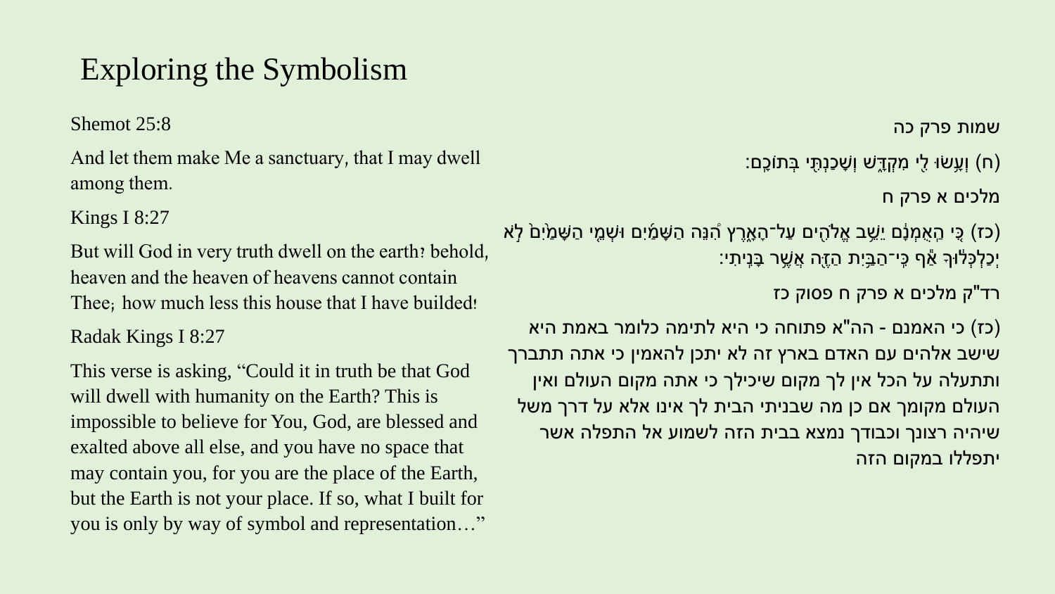# Exploring the Symbolism

Shemot 25:8

And let them make Me a sanctuary, that I may dwell among them.

Kings I 8:27

But will God in very truth dwell on the earth? behold, heaven and the heaven of heavens cannot contain Thee; how much less this house that I have builded!

Radak Kings I 8:27

This verse is asking, "Could it in truth be that God will dwell with humanity on the Earth? This is impossible to believe for You, God, are blessed and exalted above all else, and you have no space that may contain you, for you are the place of the Earth, but the Earth is not your place. If so, what I built for you is only by way of symbol and representation…"

שמות פרק כה

(ח) וְעָשׂוּ לִי מִקְדָּשׁ וְשָׁכַנְתִּי בְּתוֹכָם:

מלכים א פרק ח

(כז) כִּי הַאֻמְנָם יֵשֵׁב אֱלֹהִים עַל־הָאָרֶץ הִנֵּה הַשָּׁמַיִם וּשְׁמֵי הַשָּׁמַיִם לֹא יְכַלְכְּלוּךָ אַף כִּי־הַבַּיִת הַזֶּה אֲשֶׁר בָּנִיתִי:

רד"ק מלכים א פרק ח פסוק כז

(כז) כי האמנם - הה"א פתוחה כי היא לתימה כלומר באמת היא שישב אלהים עם האדם בארץ זה לא יתכן להאמין כי אתה תתברך ותתעלה על הכל אין לך מקום שיכילך כי אתה מקום העולם ואין העולם מקומך אם כן מה שבניתי הבית לך אינו אלא על דרך משל שיהיה רצונך וכבודך נמצא בבית הזה לשמוע אל התפלה אשר יתפללו במקום הזה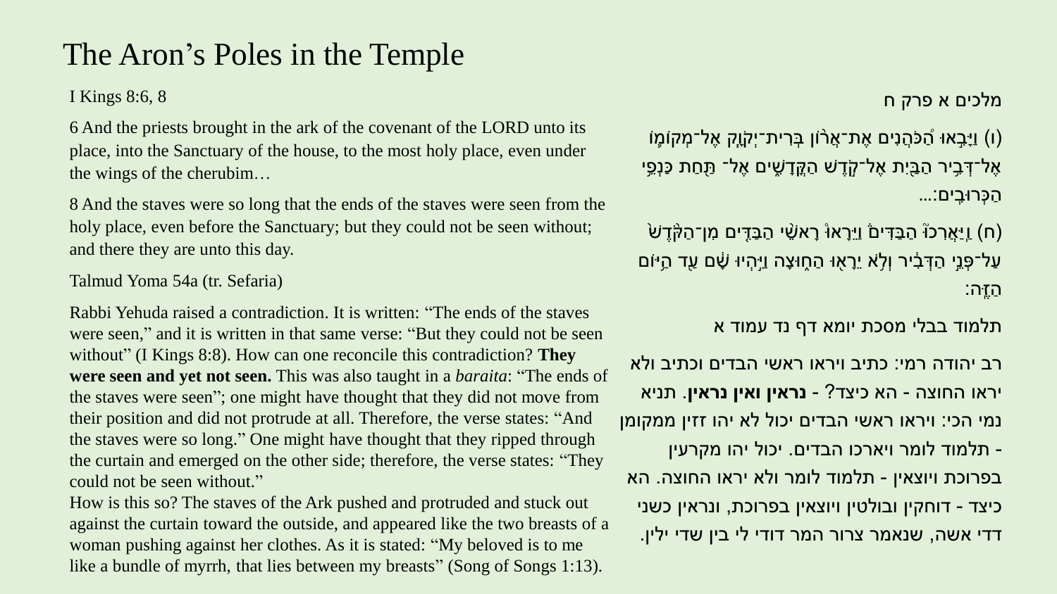# The Aron's Poles in the Temple

I Kings 8:6, 8

6 And the priests brought in the ark of the covenant of the LORD unto its place, into the Sanctuary of the house, to the most holy place, even under the wings of the cherubim…

8 And the staves were so long that the ends of the staves were seen from the holy place, even before the Sanctuary; but they could not be seen without; and there they are unto this day.

מלכים א פרק ח

(ו) וַיָּבִ֣אוּ הַכֹּהֲנִ֣ים אֶת־אֲר֣וֹן בְּרִית־יְקוָ֧ק אֶל־מְקוֹמ֛וֹ אֶל־דְּבִ֥יר הַבַּ֖יִת אֶל־קֹ֣דֶשׁ הַקֳּדָשִׁ֑ים אֶל־ תַּ֖חַת כַּנְפֵ֥י הַכְּרוּבִֽים:...

(ח) וַיַּאֲרִכוּ֮ הַבַּדִּים֒ וַיֵּרָאוּ֩ רָאשֵׁ֨י הַבַּדִּ֤ים מִן־הַקֹּ֙דֶשׁ֙ עַל־פְּנֵ֣י הַדְּבִ֔יר וְלֹ֥א יֵרָא֖וּ הַח֑וּצָה וַיִּ֣הְיוּ שָׁ֔ם עַ֖ד הַיּ֥וֹם הַזֶּֽה:

Talmud Yoma 54a (tr. Sefaria)

Rabbi Yehuda raised a contradiction. It is written: "The ends of the staves were seen," and it is written in that same verse: "But they could not be seen without" (I Kings 8:8). How can one reconcile this contradiction? **They were seen and yet not seen.** This was also taught in a *baraita*: "The ends of the staves were seen"; one might have thought that they did not move from their position and did not protrude at all. Therefore, the verse states: "And the staves were so long." One might have thought that they ripped through the curtain and emerged on the other side; therefore, the verse states: "They could not be seen without."

How is this so? The staves of the Ark pushed and protruded and stuck out against the curtain toward the outside, and appeared like the two breasts of a woman pushing against her clothes. As it is stated: "My beloved is to me like a bundle of myrrh, that lies between my breasts" (Song of Songs 1:13).

תלמוד בבלי מסכת יומא דף נד עמוד א

רב יהודה רמי: כתיב ויראו ראשי הבדים וכתיב ולא יראו החוצה - הא כיצד? - **נראין ואין נראין**. תניא נמי הכי: ויראו ראשי הבדים יכול לא יהו זזין ממקומן - תלמוד לומר ויארכו הבדים. יכול יהו מקרעין בפרוכת ויוצאין - תלמוד לומר ולא יראו החוצה. הא כיצד - דוחקין ובולטין ויוצאין בפרוכת, ונראין כשני דדי אשה, שנאמר צרור המר דודי לי בין שדי ילין.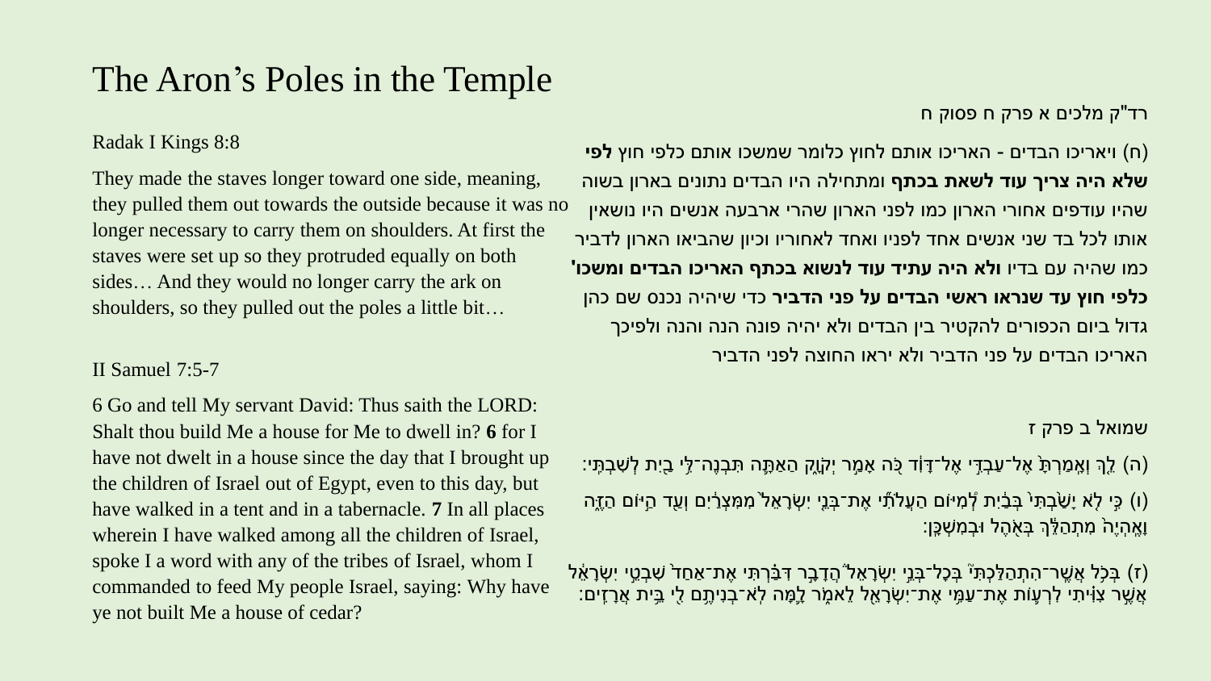# The Aron's Poles in the Temple

Radak I Kings 8:8

They made the staves longer toward one side, meaning, they pulled them out towards the outside because it was no longer necessary to carry them on shoulders. At first the staves were set up so they protruded equally on both sides… And they would no longer carry the ark on shoulders, so they pulled out the poles a little bit…

רד"ק מלכים א פרק ח פסוק ח

(ח) ויאריכו הבדים - האריכו אותם לחוץ כלומר שמשכו אותם כלפי חוץ **לפי שלא היה צריך עוד לשאת בכתף** ומתחילה היו הבדים נתונים בארון בשוה שהיו עודפים אחורי הארון כמו לפני הארון שהרי ארבעה אנשים היו נושאין אותו לכל בד שני אנשים אחד לפניו ואחד לאחוריו וכיון שהביאו הארון לדביר כמו שהיה עם בדיו **ולא היה עתיד עוד לנשוא בכתף האריכו הבדים ומשכו' כלפי חוץ עד שנראו ראשי הבדים על פני הדביר** כדי שיהיה נכנס שם כהן גדול ביום הכפורים להקטיר בין הבדים ולא יהיה פונה הנה והנה ולפיכך האריכו הבדים על פני הדביר ולא יראו החוצה לפני הדביר

II Samuel 7:5-7

6 Go and tell My servant David: Thus saith the LORD: Shalt thou build Me a house for Me to dwell in? **6** for I have not dwelt in a house since the day that I brought up the children of Israel out of Egypt, even to this day, but have walked in a tent and in a tabernacle. **7** In all places wherein I have walked among all the children of Israel, spoke I a word with any of the tribes of Israel, whom I commanded to feed My people Israel, saying: Why have ye not built Me a house of cedar?

שמואל ב פרק ז

(ה) לֵךְ וְאָמַרְתָּ֙ אֶל־עַבְדִּ֣י אֶל־דָּוִ֔ד כֹּ֖ה אָמַ֣ר יְקֹוָ֑ק הַאַתָּ֛ה תִּבְנֶה־לִּ֥י בַ֖יִת לְשִׁבְתִּֽי:

(ו) כִּ֣י לֹ֤א יָשַׁ֙בְתִּי֙ בְּבַ֔יִת לְמִיּ֨וֹם הַעֲלֹתִ֜י אֶת־בְּנֵ֤י יִשְׂרָאֵל֙ מִמִּצְרַ֔יִם וְעַ֖ד הַיּ֣וֹם הַזֶּ֑ה וָאֶֽהְיֶה֙ מִתְהַלֵּ֔ךְ בְּאֹ֖הֶל וּבְמִשְׁכָּֽן:

(ז) בְּכֹ֥ל אֲשֶׁר־הִתְהַלַּכְתִּי֮ בְּכָל־בְּנֵ֣י יִשְׂרָאֵל֒ הֲדָבָ֣ר דִּבַּ֗רְתִּי אֶת־אַחַד֙ שִׁבְטֵ֣י יִשְׂרָאֵ֔ל אֲשֶׁ֣ר צִוִּ֗יתִי לִרְע֛וֹת אֶת־עַמִּ֥י אֶת־יִשְׂרָאֵ֖ל לֵאמֹ֑ר לָ֥מָּה לֹֽא־בְנִיתֶ֛ם לִ֖י בֵּ֥ית אֲרָזִֽים: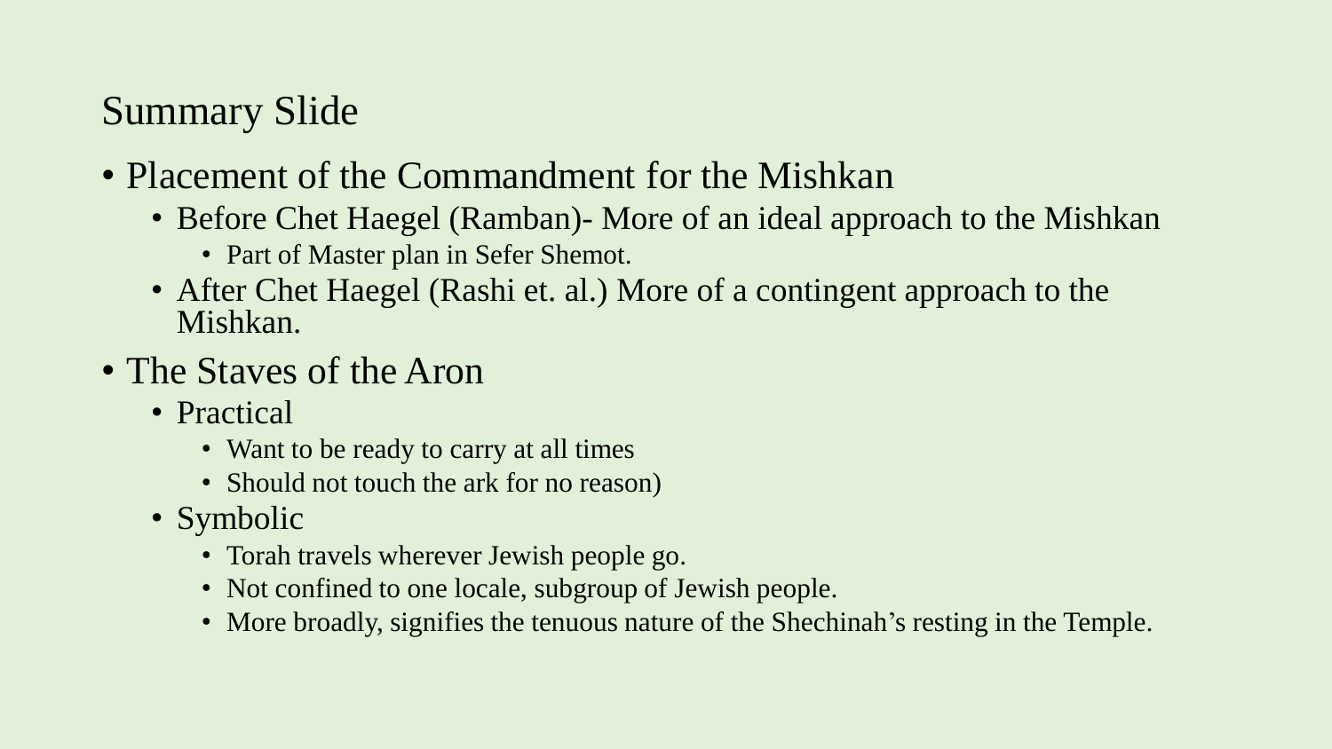# Summary Slide

- Placement of the Commandment for the Mishkan
  - Before Chet Haegel (Ramban)- More of an ideal approach to the Mishkan
    - Part of Master plan in Sefer Shemot.
  - After Chet Haegel (Rashi et. al.) More of a contingent approach to the Mishkan.
- The Staves of the Aron
  - Practical
    - Want to be ready to carry at all times
    - Should not touch the ark for no reason)
  - Symbolic
    - Torah travels wherever Jewish people go.
    - Not confined to one locale, subgroup of Jewish people.
    - More broadly, signifies the tenuous nature of the Shechinah's resting in the Temple.